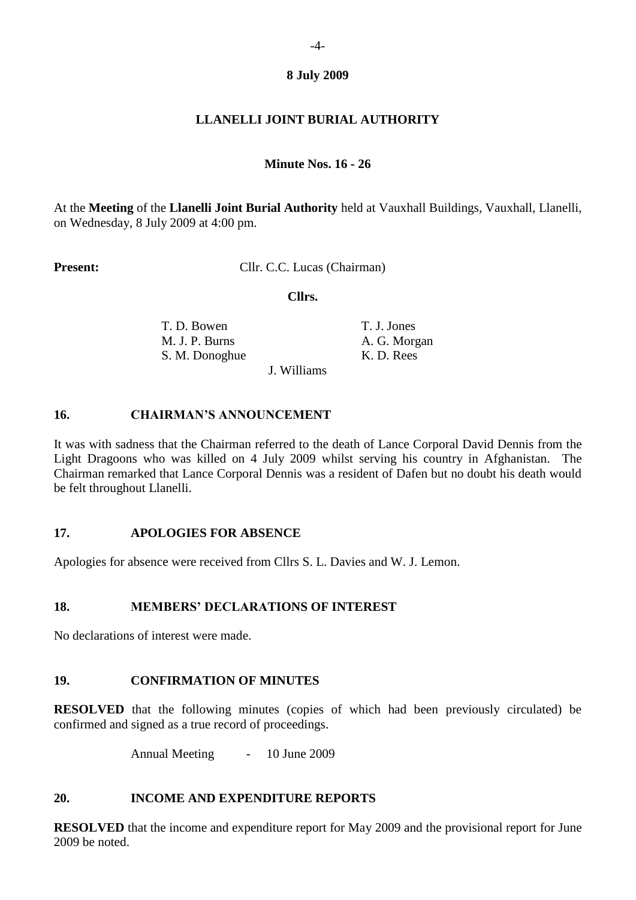**8 July 2009**

# LLANELLI JOINT BURIAL AUTHORITY

**Minute Nos. 16 - 26**

At the **Meeting** of the **Llanelli Joint Burial Authority** held at Vauxhall Buildings, Vauxhall, Llanelli, on Wednesday, 8 July 2009 at 4:00 pm.

**Present:** Cllr. C.C. Lucas (Chairman)

**Cllrs.**

T. D. Bowen
M. J. P. Burns
S. M. Donoghue
J. Williams
T. J. Jones
A. G. Morgan
K. D. Rees

## 16. CHAIRMAN'S ANNOUNCEMENT

It was with sadness that the Chairman referred to the death of Lance Corporal David Dennis from the Light Dragoons who was killed on 4 July 2009 whilst serving his country in Afghanistan. The Chairman remarked that Lance Corporal Dennis was a resident of Dafen but no doubt his death would be felt throughout Llanelli.

## 17. APOLOGIES FOR ABSENCE

Apologies for absence were received from Cllrs S. L. Davies and W. J. Lemon.

## 18. MEMBERS' DECLARATIONS OF INTEREST

No declarations of interest were made.

## 19. CONFIRMATION OF MINUTES

**RESOLVED** that the following minutes (copies of which had been previously circulated) be confirmed and signed as a true record of proceedings.

Annual Meeting - 10 June 2009

## 20. INCOME AND EXPENDITURE REPORTS

**RESOLVED** that the income and expenditure report for May 2009 and the provisional report for June 2009 be noted.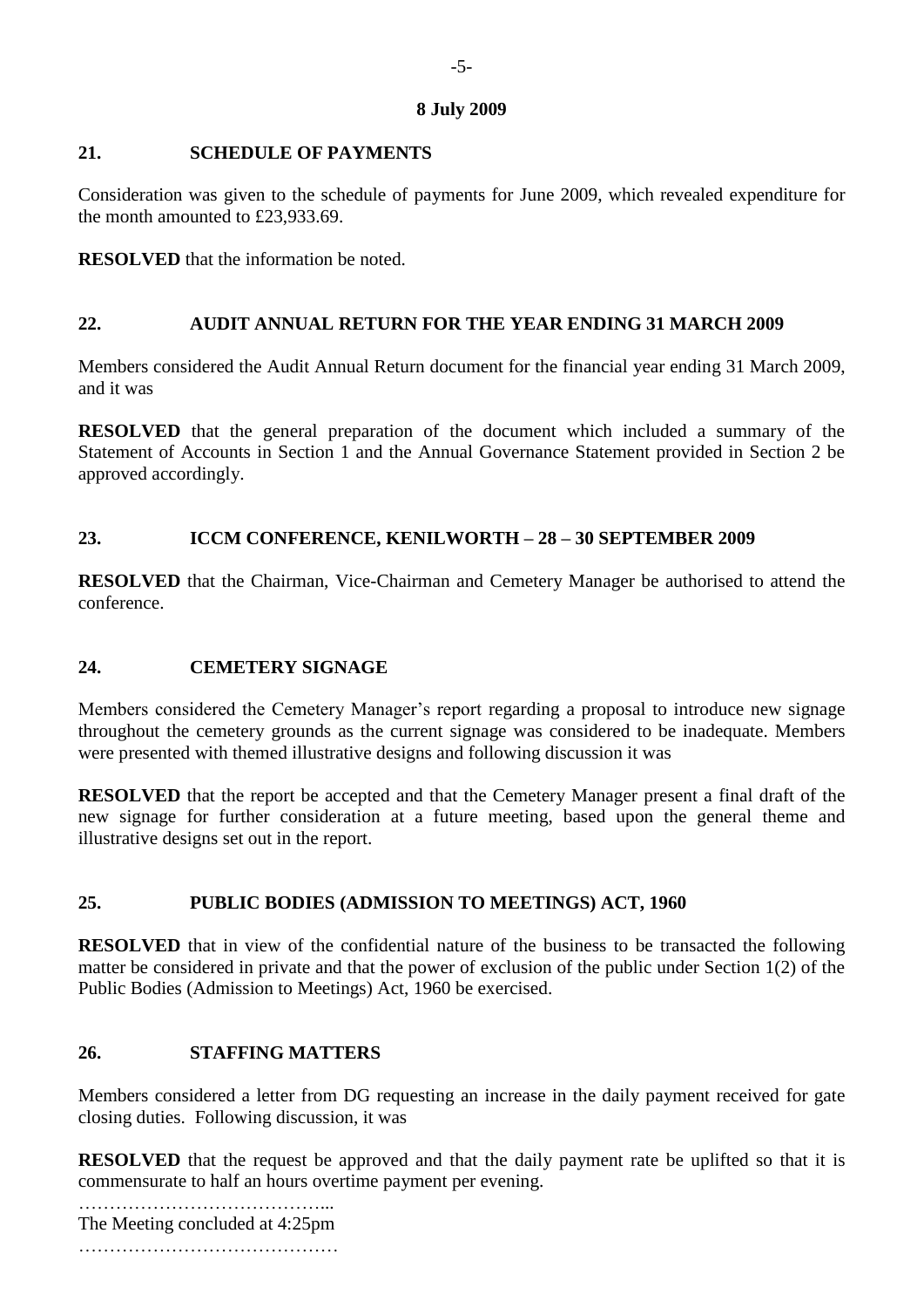**8 July 2009**

## 21. SCHEDULE OF PAYMENTS

Consideration was given to the schedule of payments for June 2009, which revealed expenditure for the month amounted to £23,933.69.

**RESOLVED** that the information be noted.

## 22. AUDIT ANNUAL RETURN FOR THE YEAR ENDING 31 MARCH 2009

Members considered the Audit Annual Return document for the financial year ending 31 March 2009, and it was

**RESOLVED** that the general preparation of the document which included a summary of the Statement of Accounts in Section 1 and the Annual Governance Statement provided in Section 2 be approved accordingly.

## 23. ICCM CONFERENCE, KENILWORTH – 28 – 30 SEPTEMBER 2009

**RESOLVED** that the Chairman, Vice-Chairman and Cemetery Manager be authorised to attend the conference.

## 24. CEMETERY SIGNAGE

Members considered the Cemetery Manager's report regarding a proposal to introduce new signage throughout the cemetery grounds as the current signage was considered to be inadequate. Members were presented with themed illustrative designs and following discussion it was

**RESOLVED** that the report be accepted and that the Cemetery Manager present a final draft of the new signage for further consideration at a future meeting, based upon the general theme and illustrative designs set out in the report.

## 25. PUBLIC BODIES (ADMISSION TO MEETINGS) ACT, 1960

**RESOLVED** that in view of the confidential nature of the business to be transacted the following matter be considered in private and that the power of exclusion of the public under Section 1(2) of the Public Bodies (Admission to Meetings) Act, 1960 be exercised.

## 26. STAFFING MATTERS

Members considered a letter from DG requesting an increase in the daily payment received for gate closing duties. Following discussion, it was

**RESOLVED** that the request be approved and that the daily payment rate be uplifted so that it is commensurate to half an hours overtime payment per evening.

…………………………………...

The Meeting concluded at 4:25pm

……………………………………